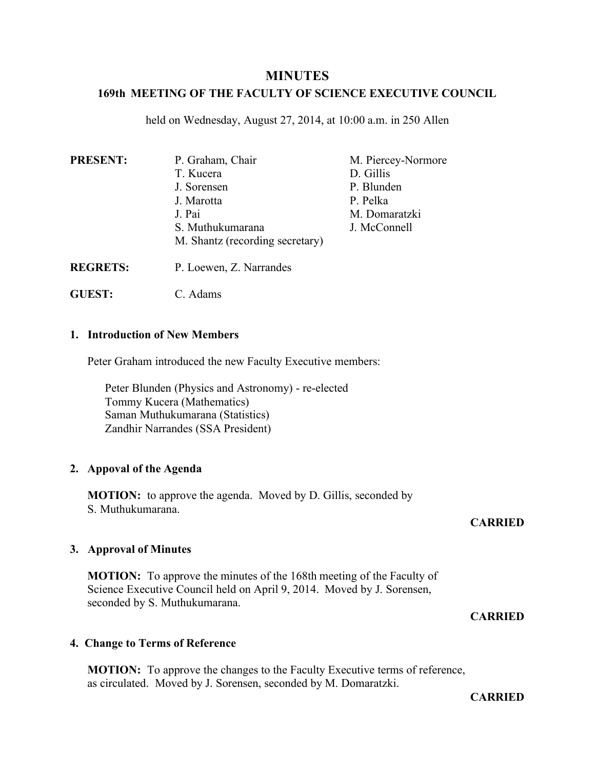# MINUTES

## 169th MEETING OF THE FACULTY OF SCIENCE EXECUTIVE COUNCIL

held on Wednesday, August 27, 2014, at 10:00 a.m. in 250 Allen

**PRESENT:**
P. Graham, Chair
T. Kucera
J. Sorensen
J. Marotta
J. Pai
S. Muthukumarana
M. Shantz (recording secretary)
M. Piercey-Normore
D. Gillis
P. Blunden
P. Pelka
M. Domaratzki
J. McConnell

**REGRETS:** P. Loewen, Z. Narrandes

**GUEST:** C. Adams

### 1. Introduction of New Members

Peter Graham introduced the new Faculty Executive members:

Peter Blunden (Physics and Astronomy) - re-elected
Tommy Kucera (Mathematics)
Saman Muthukumarana (Statistics)
Zandhir Narrandes (SSA President)

### 2. Appoval of the Agenda

**MOTION:** to approve the agenda. Moved by D. Gillis, seconded by S. Muthukumarana.

**CARRIED**

### 3. Approval of Minutes

**MOTION:** To approve the minutes of the 168th meeting of the Faculty of Science Executive Council held on April 9, 2014. Moved by J. Sorensen, seconded by S. Muthukumarana.

**CARRIED**

### 4. Change to Terms of Reference

**MOTION:** To approve the changes to the Faculty Executive terms of reference, as circulated. Moved by J. Sorensen, seconded by M. Domaratzki.

**CARRIED**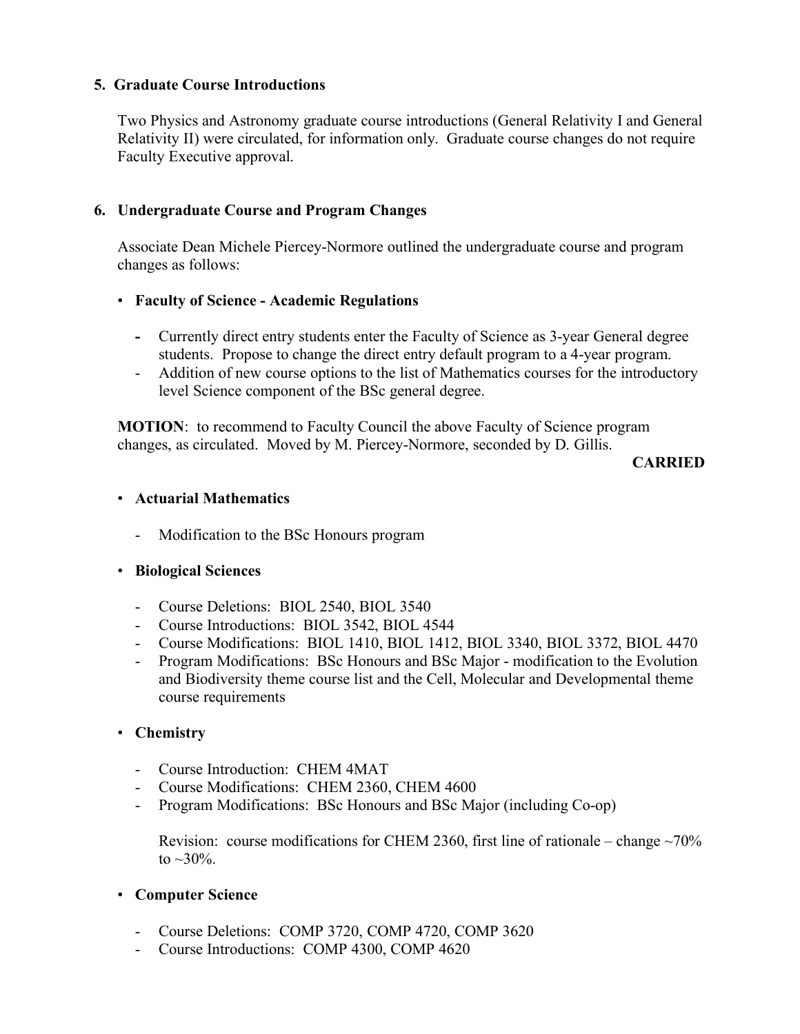## 5. Graduate Course Introductions

Two Physics and Astronomy graduate course introductions (General Relativity I and General Relativity II) were circulated, for information only. Graduate course changes do not require Faculty Executive approval.

## 6. Undergraduate Course and Program Changes

Associate Dean Michele Piercey-Normore outlined the undergraduate course and program changes as follows:

- **Faculty of Science - Academic Regulations**
  - Currently direct entry students enter the Faculty of Science as 3-year General degree students. Propose to change the direct entry default program to a 4-year program.
  - Addition of new course options to the list of Mathematics courses for the introductory level Science component of the BSc general degree.

**MOTION**: to recommend to Faculty Council the above Faculty of Science program changes, as circulated. Moved by M. Piercey-Normore, seconded by D. Gillis.

**CARRIED**

- **Actuarial Mathematics**
  - Modification to the BSc Honours program

- **Biological Sciences**
  - Course Deletions: BIOL 2540, BIOL 3540
  - Course Introductions: BIOL 3542, BIOL 4544
  - Course Modifications: BIOL 1410, BIOL 1412, BIOL 3340, BIOL 3372, BIOL 4470
  - Program Modifications: BSc Honours and BSc Major - modification to the Evolution and Biodiversity theme course list and the Cell, Molecular and Developmental theme course requirements

- **Chemistry**
  - Course Introduction: CHEM 4MAT
  - Course Modifications: CHEM 2360, CHEM 4600
  - Program Modifications: BSc Honours and BSc Major (including Co-op)

    Revision: course modifications for CHEM 2360, first line of rationale – change ~70% to ~30%.

- **Computer Science**
  - Course Deletions: COMP 3720, COMP 4720, COMP 3620
  - Course Introductions: COMP 4300, COMP 4620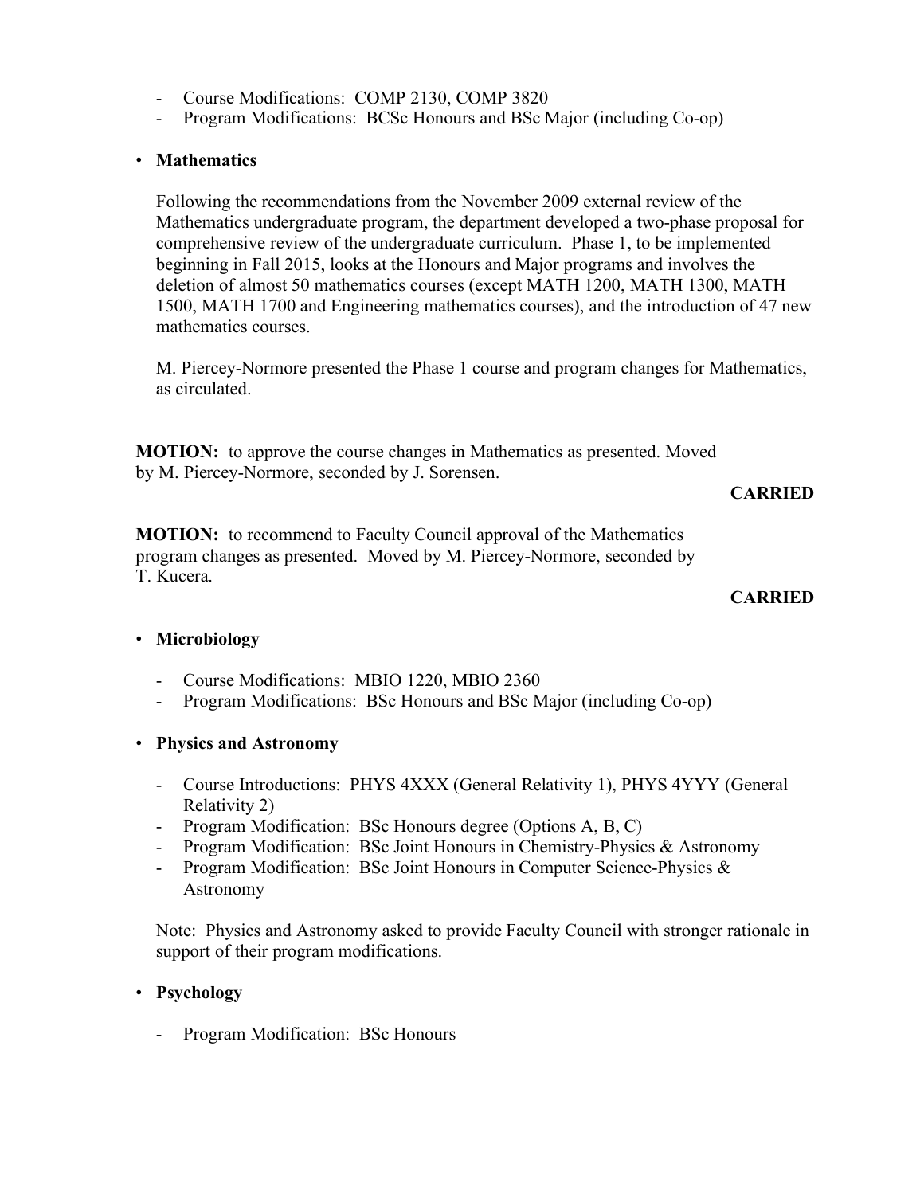- Course Modifications: COMP 2130, COMP 3820
- Program Modifications: BCSc Honours and BSc Major (including Co-op)

- **Mathematics**

  Following the recommendations from the November 2009 external review of the Mathematics undergraduate program, the department developed a two-phase proposal for comprehensive review of the undergraduate curriculum. Phase 1, to be implemented beginning in Fall 2015, looks at the Honours and Major programs and involves the deletion of almost 50 mathematics courses (except MATH 1200, MATH 1300, MATH 1500, MATH 1700 and Engineering mathematics courses), and the introduction of 47 new mathematics courses.

  M. Piercey-Normore presented the Phase 1 course and program changes for Mathematics, as circulated.

**MOTION:** to approve the course changes in Mathematics as presented. Moved by M. Piercey-Normore, seconded by J. Sorensen.

**CARRIED**

**MOTION:** to recommend to Faculty Council approval of the Mathematics program changes as presented. Moved by M. Piercey-Normore, seconded by T. Kucera.

**CARRIED**

- **Microbiology**

  - Course Modifications: MBIO 1220, MBIO 2360
  - Program Modifications: BSc Honours and BSc Major (including Co-op)

- **Physics and Astronomy**

  - Course Introductions: PHYS 4XXX (General Relativity 1), PHYS 4YYY (General Relativity 2)
  - Program Modification: BSc Honours degree (Options A, B, C)
  - Program Modification: BSc Joint Honours in Chemistry-Physics & Astronomy
  - Program Modification: BSc Joint Honours in Computer Science-Physics & Astronomy

  Note: Physics and Astronomy asked to provide Faculty Council with stronger rationale in support of their program modifications.

- **Psychology**

  - Program Modification: BSc Honours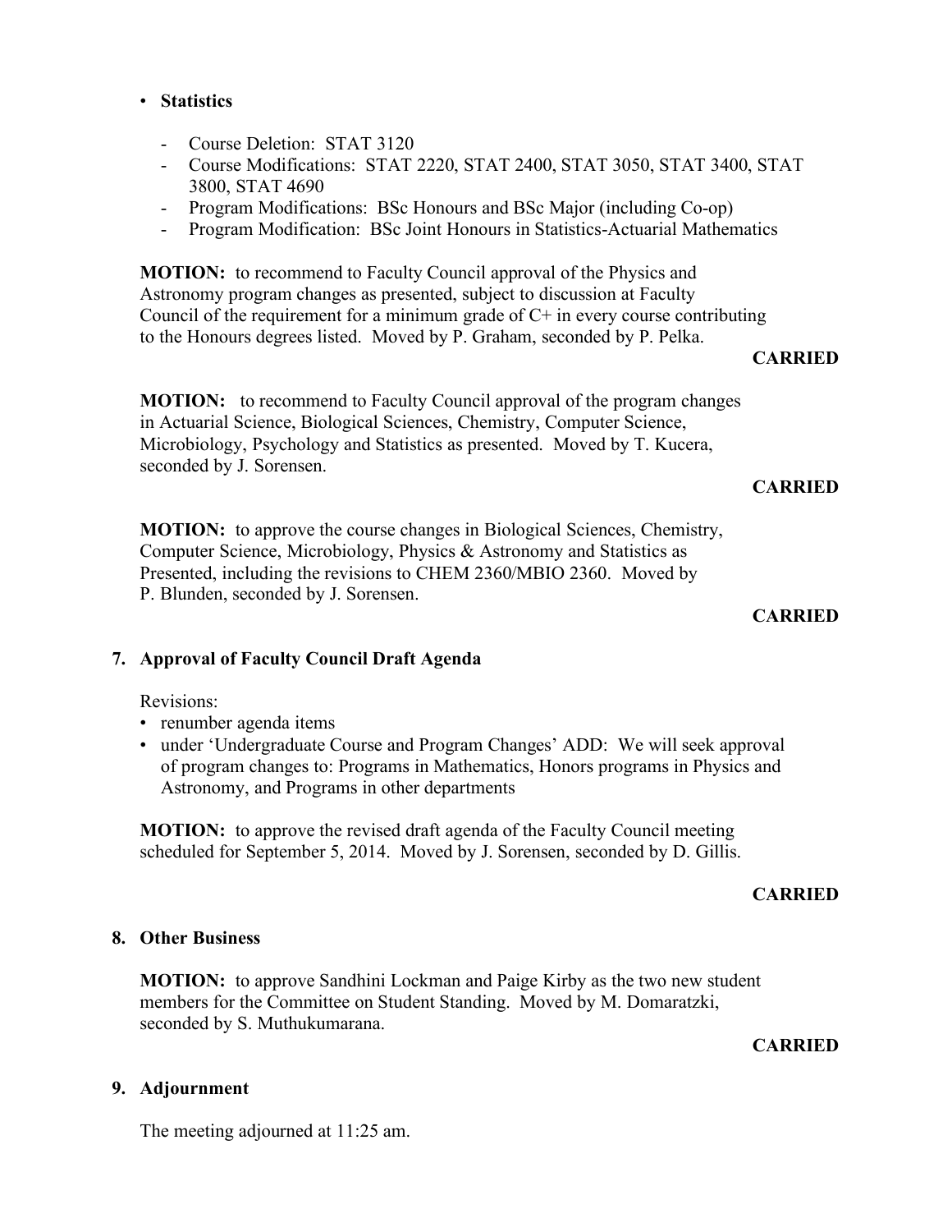- **Statistics**

  - Course Deletion: STAT 3120
  - Course Modifications: STAT 2220, STAT 2400, STAT 3050, STAT 3400, STAT 3800, STAT 4690
  - Program Modifications: BSc Honours and BSc Major (including Co-op)
  - Program Modification: BSc Joint Honours in Statistics-Actuarial Mathematics

**MOTION:** to recommend to Faculty Council approval of the Physics and Astronomy program changes as presented, subject to discussion at Faculty Council of the requirement for a minimum grade of C+ in every course contributing to the Honours degrees listed. Moved by P. Graham, seconded by P. Pelka.

**CARRIED**

**MOTION:** to recommend to Faculty Council approval of the program changes in Actuarial Science, Biological Sciences, Chemistry, Computer Science, Microbiology, Psychology and Statistics as presented. Moved by T. Kucera, seconded by J. Sorensen.

**CARRIED**

**MOTION:** to approve the course changes in Biological Sciences, Chemistry, Computer Science, Microbiology, Physics & Astronomy and Statistics as Presented, including the revisions to CHEM 2360/MBIO 2360. Moved by P. Blunden, seconded by J. Sorensen.

**CARRIED**

## 7. Approval of Faculty Council Draft Agenda

Revisions:

- renumber agenda items
- under 'Undergraduate Course and Program Changes' ADD: We will seek approval of program changes to: Programs in Mathematics, Honors programs in Physics and Astronomy, and Programs in other departments

**MOTION:** to approve the revised draft agenda of the Faculty Council meeting scheduled for September 5, 2014. Moved by J. Sorensen, seconded by D. Gillis.

**CARRIED**

## 8. Other Business

**MOTION:** to approve Sandhini Lockman and Paige Kirby as the two new student members for the Committee on Student Standing. Moved by M. Domaratzki, seconded by S. Muthukumarana.

**CARRIED**

## 9. Adjournment

The meeting adjourned at 11:25 am.